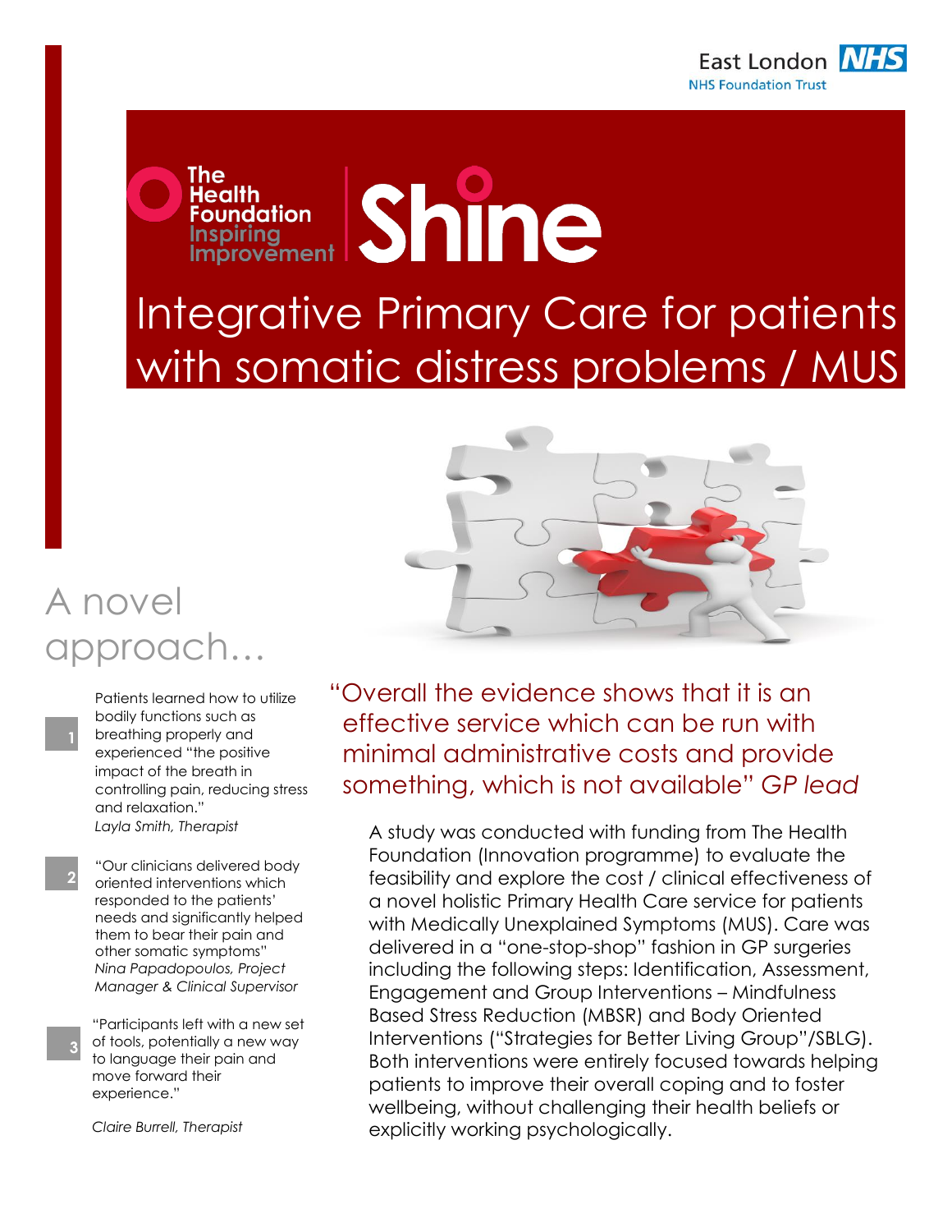East London NHS Foundation Trust

The Health Foundation Inspiring Improvement | Shine

# Integrative Primary Care for patients with somatic distress problems / MUS

## A novel approach...

1. Patients learned how to utilize bodily functions such as breathing properly and experienced "the positive impact of the breath in controlling pain, reducing stress and relaxation."
*Layla Smith, Therapist*

2. "Our clinicians delivered body oriented interventions which responded to the patients' needs and significantly helped them to bear their pain and other somatic symptoms"
*Nina Papadopoulos, Project Manager & Clinical Supervisor*

3. "Participants left with a new set of tools, potentially a new way to language their pain and move forward their experience."
*Claire Burrell, Therapist*

"Overall the evidence shows that it is an effective service which can be run with minimal administrative costs and provide something, which is not available" *GP lead*

A study was conducted with funding from The Health Foundation (Innovation programme) to evaluate the feasibility and explore the cost / clinical effectiveness of a novel holistic Primary Health Care service for patients with Medically Unexplained Symptoms (MUS). Care was delivered in a "one-stop-shop" fashion in GP surgeries including the following steps: Identification, Assessment, Engagement and Group Interventions – Mindfulness Based Stress Reduction (MBSR) and Body Oriented Interventions ("Strategies for Better Living Group"/SBLG). Both interventions were entirely focused towards helping patients to improve their overall coping and to foster wellbeing, without challenging their health beliefs or explicitly working psychologically.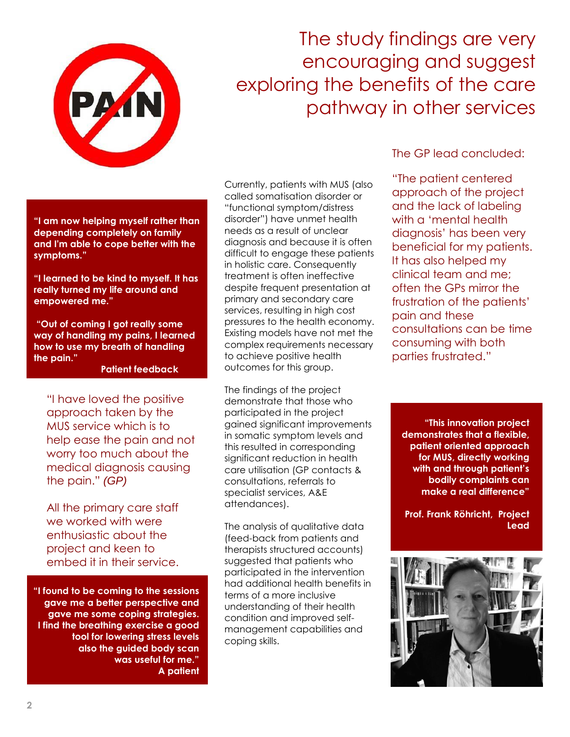# The study findings are very encouraging and suggest exploring the benefits of the care pathway in other services

**"I am now helping myself rather than depending completely on family and I'm able to cope better with the symptoms."**

**"I learned to be kind to myself. It has really turned my life around and empowered me."**

**"Out of coming I got really some way of handling my pains, I learned how to use my breath of handling the pain."**

**Patient feedback**

"I have loved the positive approach taken by the MUS service which is to help ease the pain and not worry too much about the medical diagnosis causing the pain." *(GP)*

All the primary care staff we worked with were enthusiastic about the project and keen to embed it in their service.

**"I found to be coming to the sessions gave me a better perspective and gave me some coping strategies. I find the breathing exercise a good tool for lowering stress levels also the guided body scan was useful for me."**
**A patient**

Currently, patients with MUS (also called somatisation disorder or "functional symptom/distress disorder") have unmet health needs as a result of unclear diagnosis and because it is often difficult to engage these patients in holistic care. Consequently treatment is often ineffective despite frequent presentation at primary and secondary care services, resulting in high cost pressures to the health economy. Existing models have not met the complex requirements necessary to achieve positive health outcomes for this group.

The findings of the project demonstrate that those who participated in the project gained significant improvements in somatic symptom levels and this resulted in corresponding significant reduction in health care utilisation (GP contacts & consultations, referrals to specialist services, A&E attendances).

The analysis of qualitative data (feed-back from patients and therapists structured accounts) suggested that patients who participated in the intervention had additional health benefits in terms of a more inclusive understanding of their health condition and improved self-management capabilities and coping skills.

The GP lead concluded:

"The patient centered approach of the project and the lack of labeling with a 'mental health diagnosis' has been very beneficial for my patients. It has also helped my clinical team and me; often the GPs mirror the frustration of the patients' pain and these consultations can be time consuming with both parties frustrated."

**"This innovation project demonstrates that a flexible, patient oriented approach for MUS, directly working with and through patient's bodily complaints can make a real difference"**

**Prof. Frank Röhricht, Project Lead**